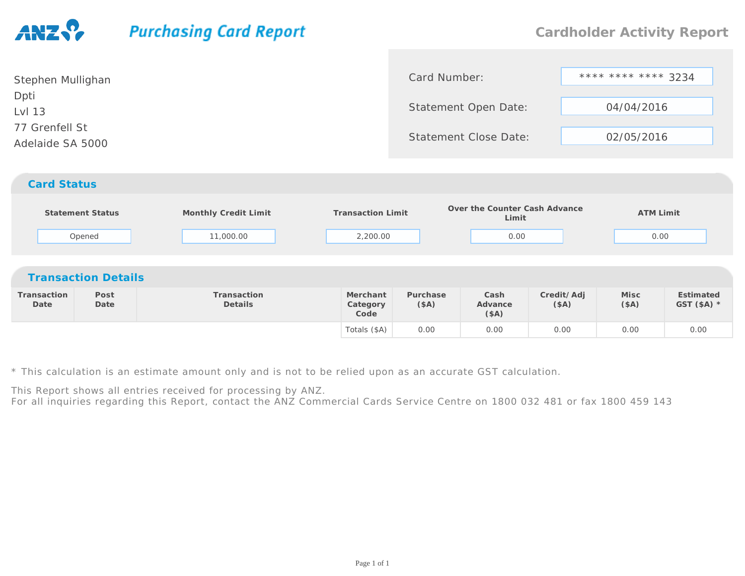ANZ

# Purchasing Card Report

## Cardholder Activity Report

Stephen Mullighan
Dpti
Lvl 13
77 Grenfell St
Adelaide SA 5000

| | |
|---|---|
| Card Number: | **** **** **** 3234 |
| Statement Open Date: | 04/04/2016 |
| Statement Close Date: | 02/05/2016 |

## Card Status

| Statement Status | Monthly Credit Limit | Transaction Limit | Over the Counter Cash Advance Limit | ATM Limit |
|---|---|---|---|---|
| Opened | 11,000.00 | 2,200.00 | 0.00 | 0.00 |

## Transaction Details

| Transaction Date | Post Date | Transaction Details | Merchant Category Code | Purchase ($A) | Cash Advance ($A) | Credit/ Adj ($A) | Misc ($A) | Estimated GST ($A) * |
|---|---|---|---|---|---|---|---|---|
| | | | Totals ($A) | 0.00 | 0.00 | 0.00 | 0.00 | 0.00 |

* This calculation is an estimate amount only and is not to be relied upon as an accurate GST calculation.

This Report shows all entries received for processing by ANZ.
For all inquiries regarding this Report, contact the ANZ Commercial Cards Service Centre on 1800 032 481 or fax 1800 459 143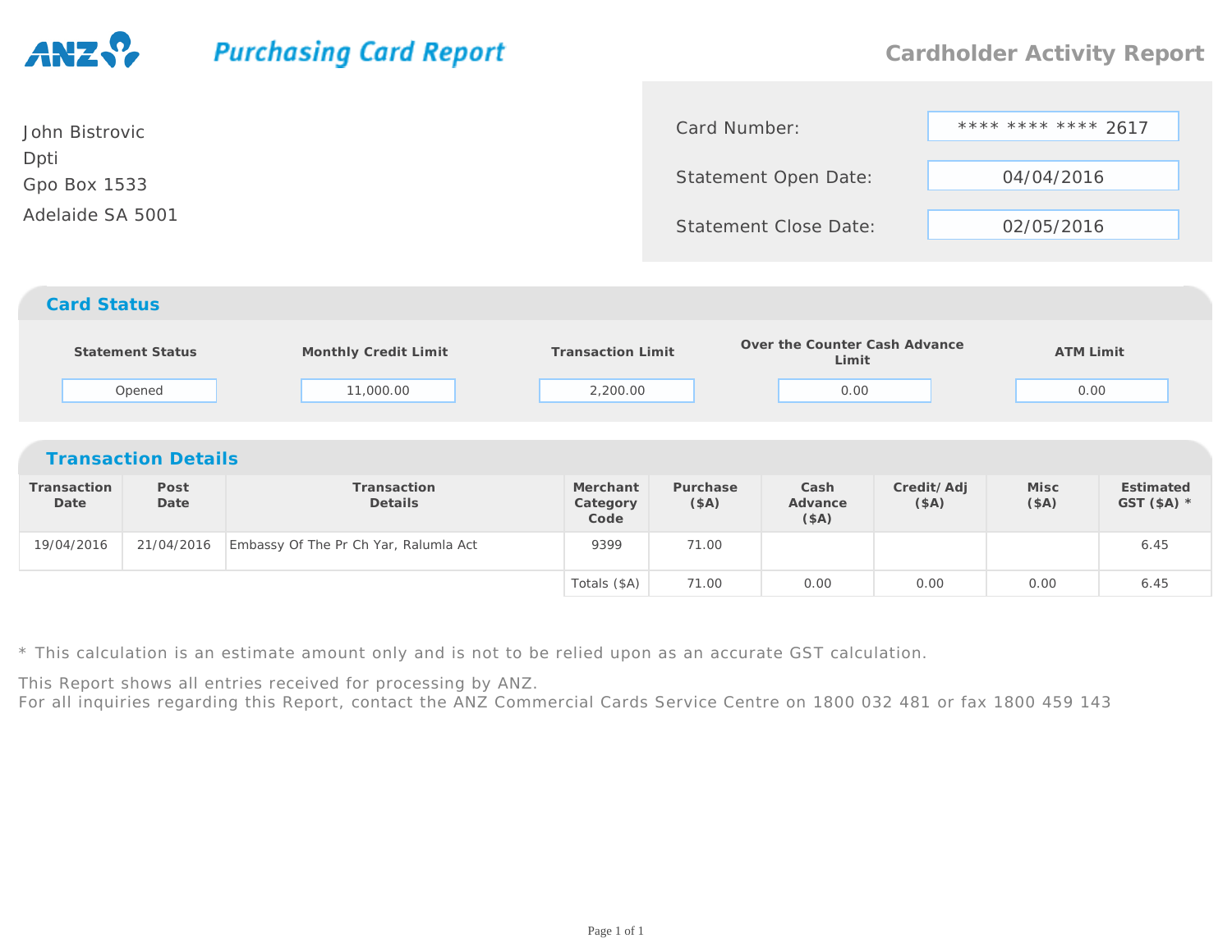ANZ **Purchasing Card Report**

# Cardholder Activity Report

John Bistrovic
Dpti
Gpo Box 1533
Adelaide SA 5001

| | |
|---|---|
| Card Number: | **** **** **** 2617 |
| Statement Open Date: | 04/04/2016 |
| Statement Close Date: | 02/05/2016 |

## Card Status

| Statement Status | Monthly Credit Limit | Transaction Limit | Over the Counter Cash Advance Limit | ATM Limit |
|---|---|---|---|---|
| Opened | 11,000.00 | 2,200.00 | 0.00 | 0.00 |

## Transaction Details

| Transaction Date | Post Date | Transaction Details | Merchant Category Code | Purchase ($A) | Cash Advance ($A) | Credit/ Adj ($A) | Misc ($A) | Estimated GST ($A) * |
|---|---|---|---|---|---|---|---|---|
| 19/04/2016 | 21/04/2016 | Embassy Of The Pr Ch Yar, Ralumla Act | 9399 | 71.00 | | | | 6.45 |
| | | | Totals ($A) | 71.00 | 0.00 | 0.00 | 0.00 | 6.45 |

* This calculation is an estimate amount only and is not to be relied upon as an accurate GST calculation.

This Report shows all entries received for processing by ANZ.
For all inquiries regarding this Report, contact the ANZ Commercial Cards Service Centre on 1800 032 481 or fax 1800 459 143